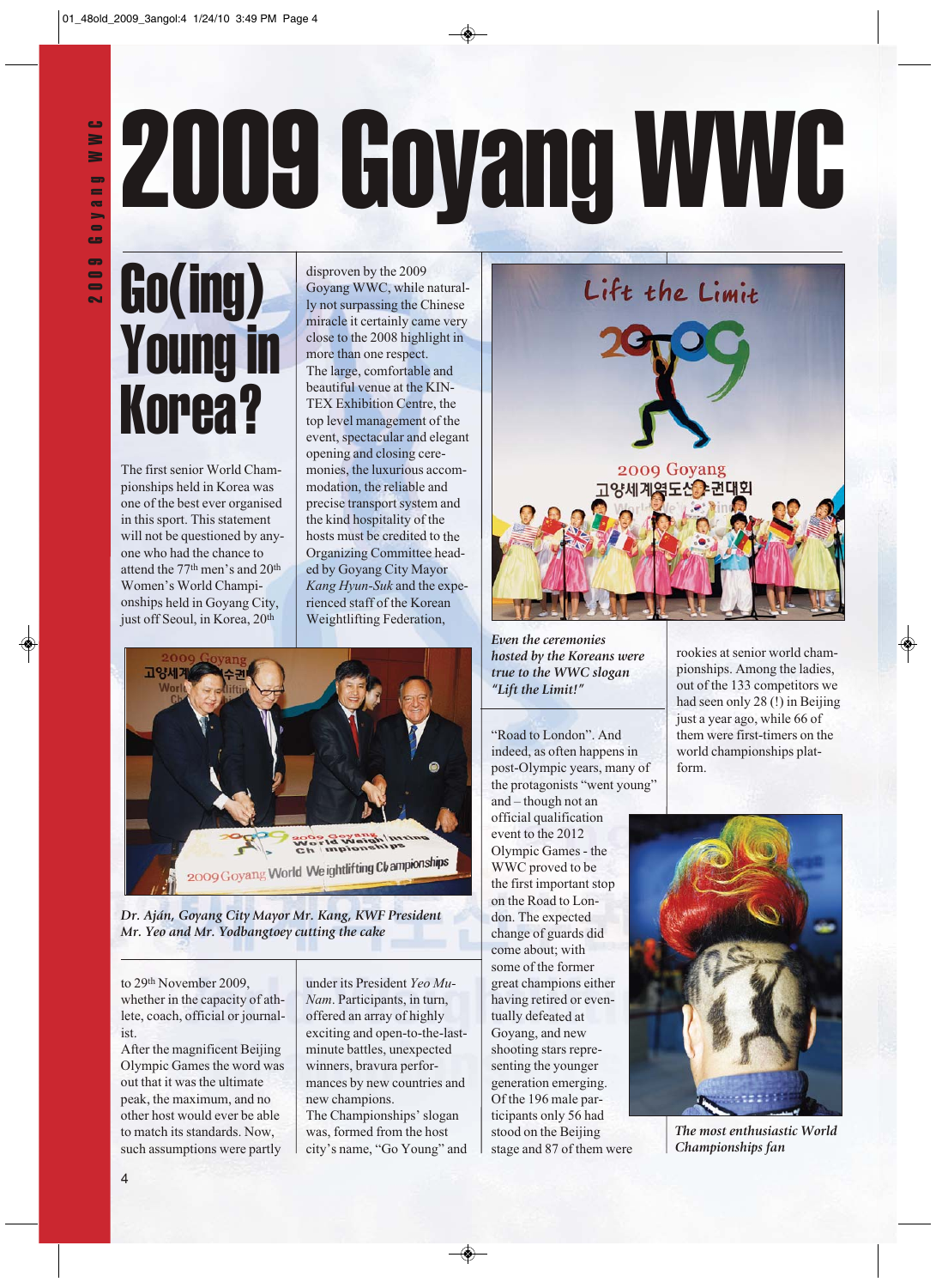# 2009 Goyang WWC

## Go(ing) Young in Korea?

The first senior World Championships held in Korea was one of the best ever organised in this sport. This statement will not be questioned by anyone who had the chance to attend the 77th men's and 20th Women's World Championships held in Goyang City, just off Seoul, in Korea, 20th to 29th November 2009, whether in the capacity of athlete, coach, official or journalist.

After the magnificent Beijing Olympic Games the word was out that it was the ultimate peak, the maximum, and no other host would ever be able to match its standards. Now, such assumptions were partly disproven by the 2009 Goyang WWC, while naturally not surpassing the Chinese miracle it certainly came very close to the 2008 highlight in more than one respect.

The large, comfortable and beautiful venue at the KINTEX Exhibition Centre, the top level management of the event, spectacular and elegant opening and closing ceremonies, the luxurious accommodation, the reliable and precise transport system and the kind hospitality of the hosts must be credited to the Organizing Committee headed by Goyang City Mayor *Kang Hyun-Suk* and the experienced staff of the Korean Weightlifting Federation, under its President *Yeo Mu-Nam*. Participants, in turn, offered an array of highly exciting and open-to-the-last-minute battles, unexpected winners, bravura performances by new countries and new champions.

The Championships' slogan was, formed from the host city's name, "Go Young" and "Road to London". And indeed, as often happens in post-Olympic years, many of the protagonists "went young" and – though not an official qualification event to the 2012 Olympic Games - the WWC proved to be the first important stop on the Road to London. The expected change of guards did come about; with some of the former great champions either having retired or eventually defeated at Goyang, and new shooting stars representing the younger generation emerging. Of the 196 male participants only 56 had stood on the Beijing stage and 87 of them were rookies at senior world championships. Among the ladies, out of the 133 competitors we had seen only 28 (!) in Beijing just a year ago, while 66 of them were first-timers on the world championships platform.

*Dr. Aján, Goyang City Mayor Mr. Kang, KWF President Mr. Yeo and Mr. Yodbangtoey cutting the cake*

*Even the ceremonies hosted by the Koreans were true to the WWC slogan "Lift the Limit!"*

*The most enthusiastic World Championships fan*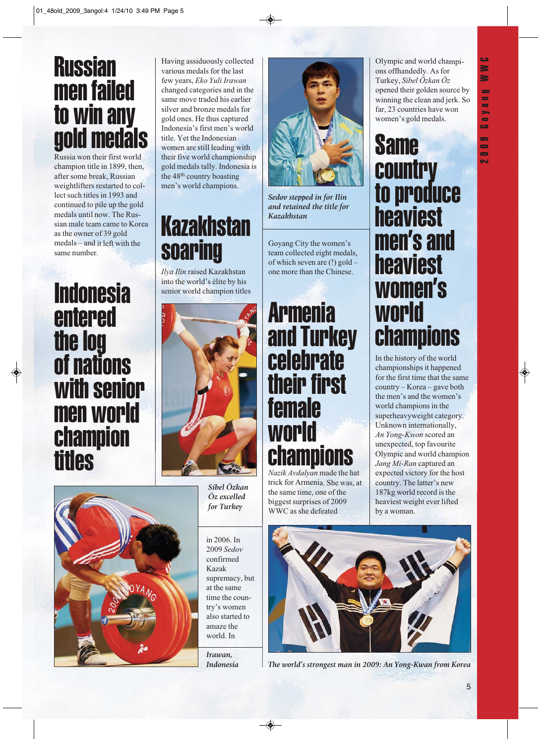# Russian men failed to win any gold medals

Russia won their first world champion title in 1899, then, after some break, Russian weightlifters restarted to collect such titles in 1993 and continued to pile up the gold medals until now. The Russian male team came to Korea as the owner of 39 gold medals – and it left with the same number.

# Indonesia entered the log of nations with senior men world champion titles

Having assiduously collected various medals for the last few years, *Eko Yuli Irawan* changed categories and in the same move traded his earlier silver and bronze medals for gold ones. He thus captured Indonesia's first men's world title. Yet the Indonesian women are still leading with their five world championship gold medals tally. Indonesia is the 48th country boasting men's world champions.

*Irawan, Indonesia*

# Kazakhstan soaring

*Ilya Ilin* raised Kazakhstan into the world's élite by his senior world champion titles in 2006. In 2009 *Sedov* confirmed Kazak supremacy, but at the same time the country's women also started to amaze the world. In Goyang City the women's team collected eight medals, of which seven are (!) gold – one more than the Chinese.

*Sibel Özkan Öz excelled for Turkey*

*Sedov stepped in for Ilin and retained the title for Kazakhstan*

# Armenia and Turkey celebrate their first female world champions

*Nazik Avdalyan* made the hat trick for Armenia. She was, at the same time, one of the biggest surprises of 2009 WWC as she defeated Olympic and world champions offhandedly. As for Turkey, *Sibel Özkan Öz* opened their golden source by winning the clean and jerk. So far, 23 countries have won women's gold medals.

# Same country to produce heaviest men's and heaviest women's world champions

In the history of the world championships it happened for the first time that the same country – Korea – gave both the men's and the women's world champions in the superheavyweight category. Unknown internationally, *An Yong-Kwon* scored an unexpected, top favourite Olympic and world champion *Jang Mi-Ran* captured an expected victory for the host country. The latter's new 187kg world record is the heaviest weight ever lifted by a woman.

*The world's strongest man in 2009: An Yong-Kwan from Korea*